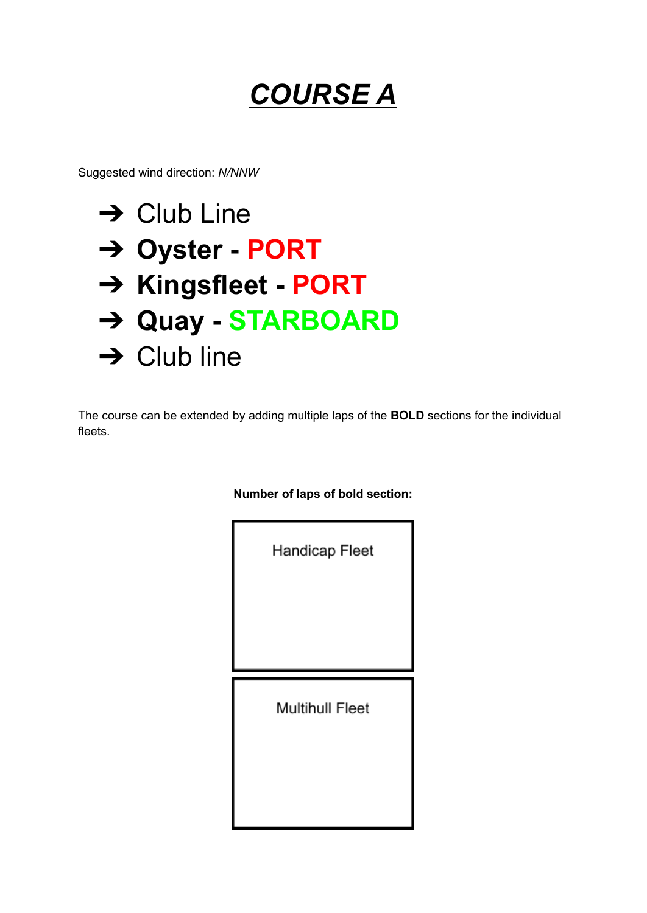# ***COURSE A***

Suggested wind direction: *N/NNW*

- ➔ Club Line
- ➔ **Oyster - PORT**
- ➔ **Kingsfleet - PORT**
- ➔ **Quay - STARBOARD**
- ➔ Club line

The course can be extended by adding multiple laps of the **BOLD** sections for the individual fleets.

**Number of laps of bold section:**

| Handicap Fleet |
| --- |
| |

| Multihull Fleet |
| --- |
| |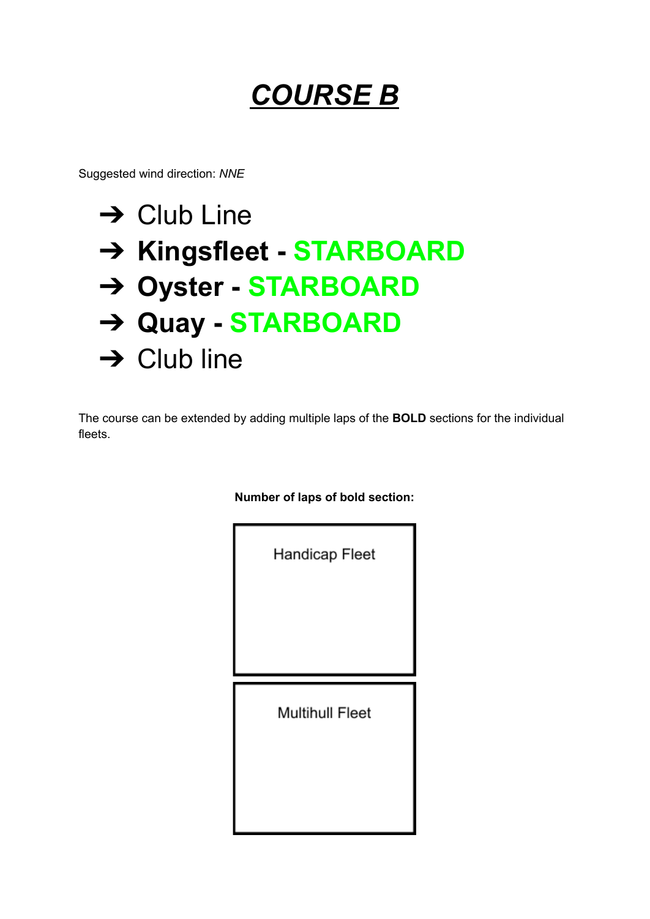# ***COURSE B***

Suggested wind direction: *NNE*

- ➔ Club Line
- ➔ **Kingsfleet - STARBOARD**
- ➔ **Oyster - STARBOARD**
- ➔ **Quay - STARBOARD**
- ➔ Club line

The course can be extended by adding multiple laps of the **BOLD** sections for the individual fleets.

**Number of laps of bold section:**

| Handicap Fleet |
| --- |
| |

| Multihull Fleet |
| --- |
| |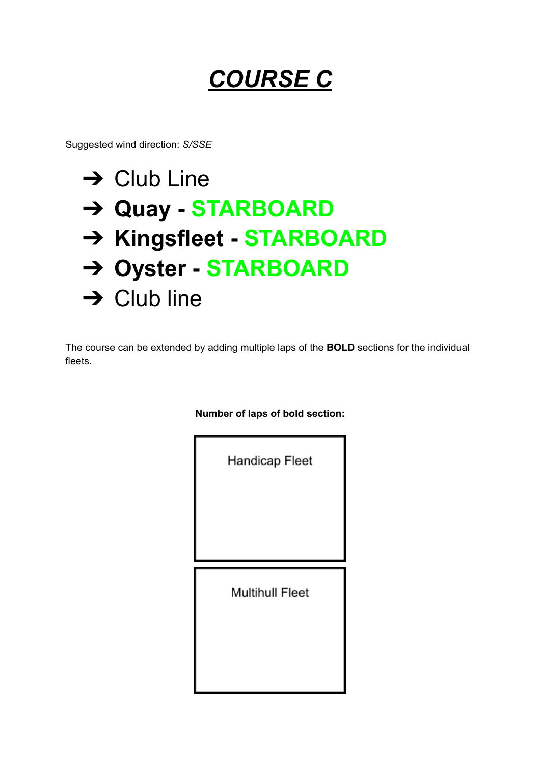# ***COURSE C***

Suggested wind direction: *S/SSE*

- ➔ Club Line
- ➔ **Quay - STARBOARD**
- ➔ **Kingsfleet - STARBOARD**
- ➔ **Oyster - STARBOARD**
- ➔ Club line

The course can be extended by adding multiple laps of the **BOLD** sections for the individual fleets.

**Number of laps of bold section:**

| Handicap Fleet |
| --- |
| |

| Multihull Fleet |
| --- |
| |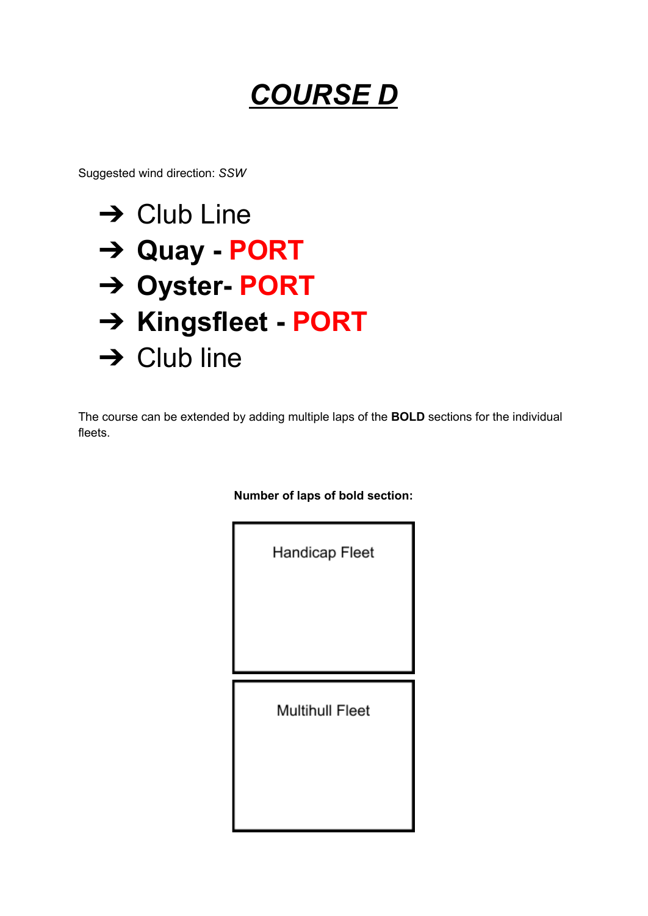# ***COURSE D***

Suggested wind direction: *SSW*

- ➔ Club Line
- ➔ **Quay - PORT**
- ➔ **Oyster- PORT**
- ➔ **Kingsfleet - PORT**
- ➔ Club line

The course can be extended by adding multiple laps of the **BOLD** sections for the individual fleets.

**Number of laps of bold section:**

| Handicap Fleet |
| --- |
| |

| Multihull Fleet |
| --- |
| |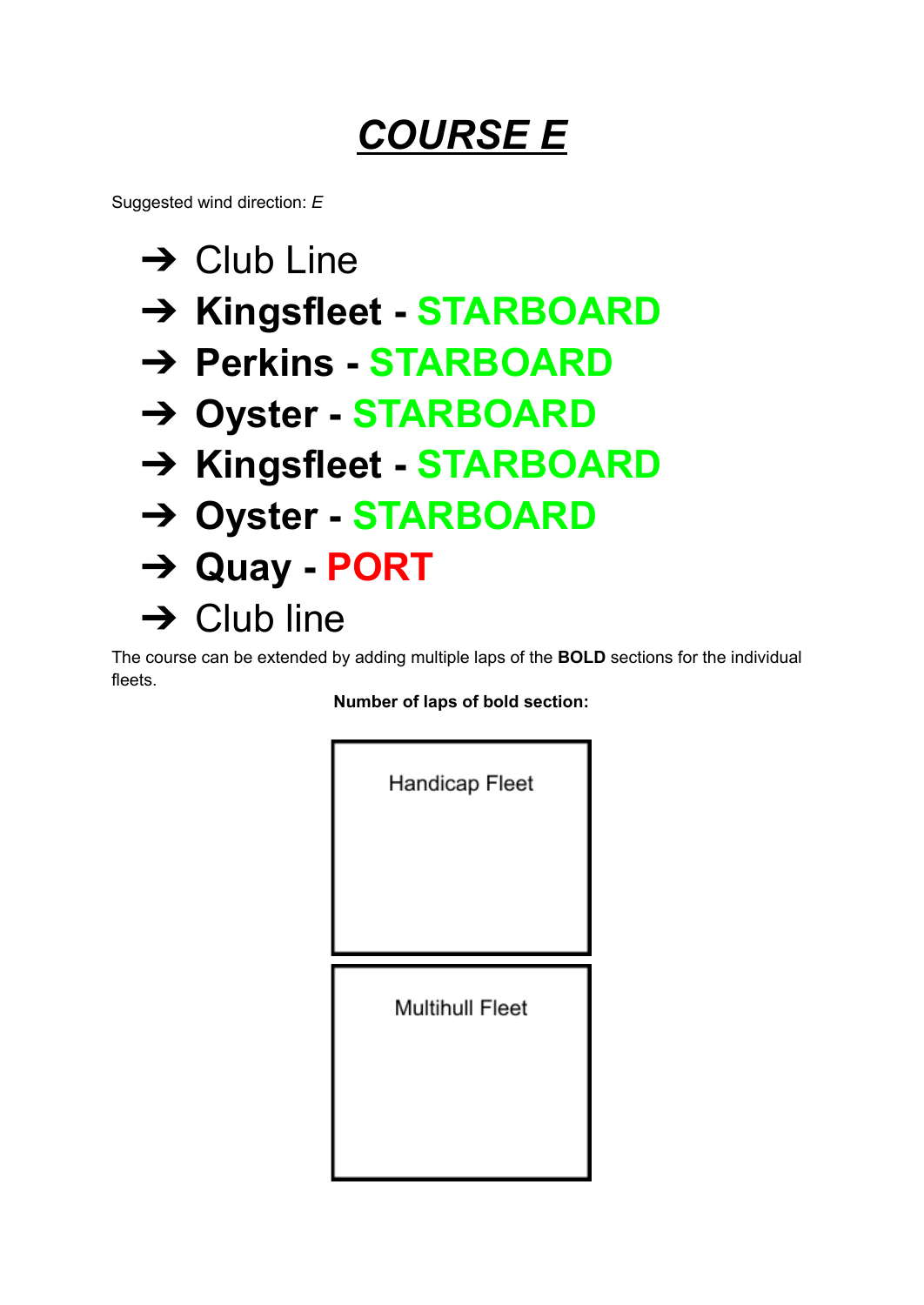# ***COURSE E***

Suggested wind direction: *E*

- Club Line
- **Kingsfleet - STARBOARD**
- **Perkins - STARBOARD**
- **Oyster - STARBOARD**
- **Kingsfleet - STARBOARD**
- **Oyster - STARBOARD**
- **Quay - PORT**
- Club line

The course can be extended by adding multiple laps of the **BOLD** sections for the individual fleets.

**Number of laps of bold section:**

| Handicap Fleet |
| --- |
| |

| Multihull Fleet |
| --- |
| |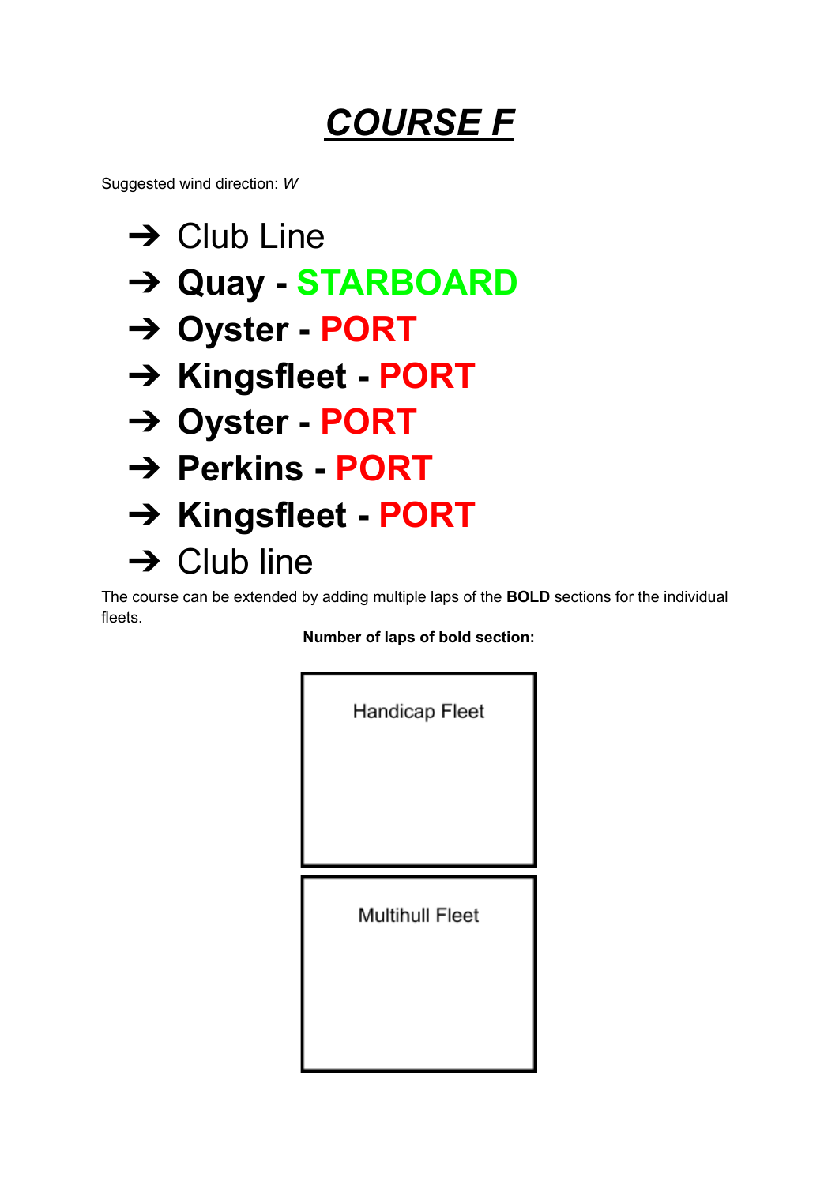# ***COURSE F***

Suggested wind direction: *W*

- ➔ Club Line
- ➔ **Quay - STARBOARD**
- ➔ **Oyster - PORT**
- ➔ **Kingsfleet - PORT**
- ➔ **Oyster - PORT**
- ➔ **Perkins - PORT**
- ➔ **Kingsfleet - PORT**
- ➔ Club line

The course can be extended by adding multiple laps of the **BOLD** sections for the individual fleets.

**Number of laps of bold section:**

| Handicap Fleet |
| --- |
| |

| Multihull Fleet |
| --- |
| |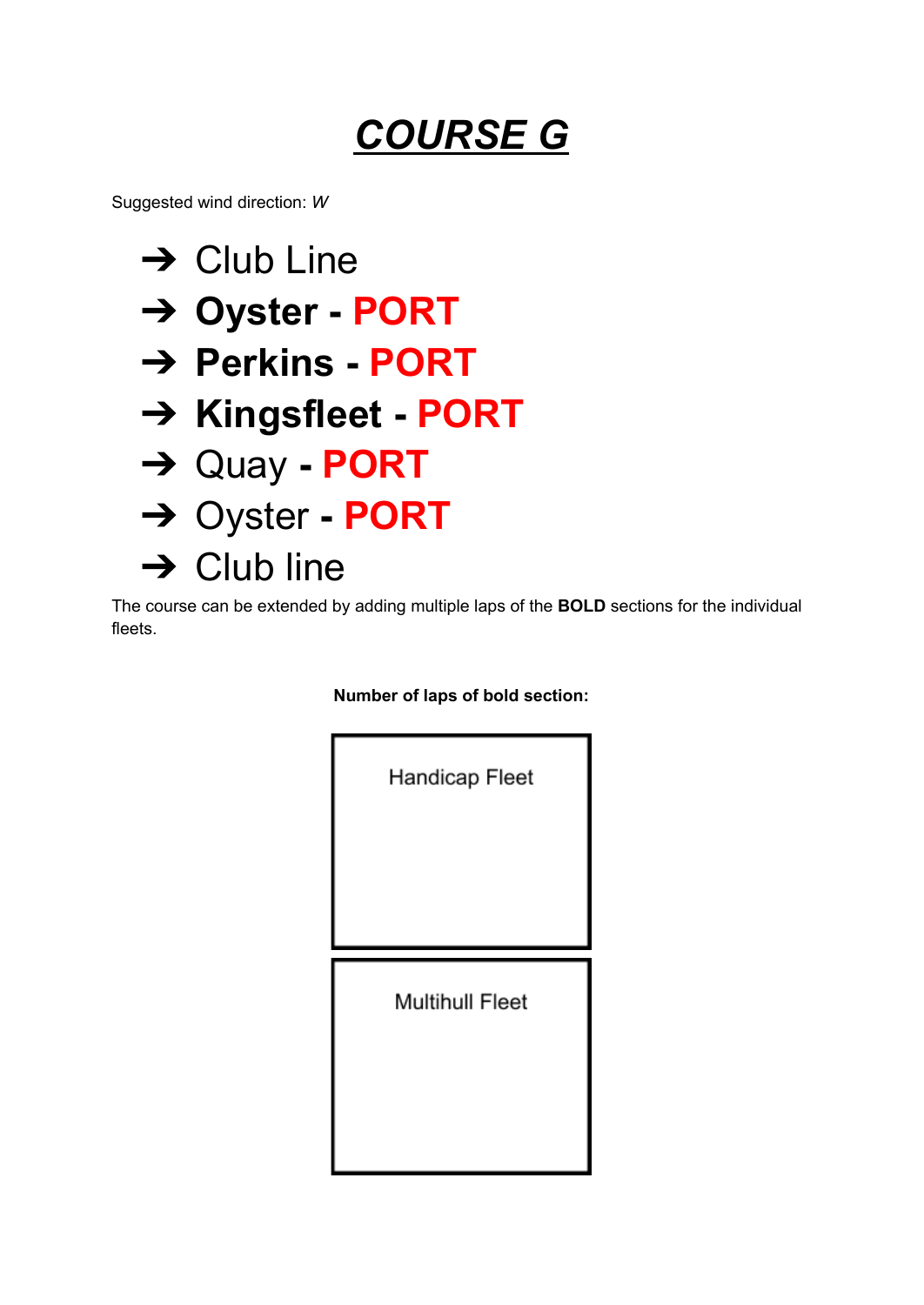# ***COURSE G***

Suggested wind direction: *W*

- ➔ Club Line
- ➔ **Oyster - PORT**
- ➔ **Perkins - PORT**
- ➔ **Kingsfleet - PORT**
- ➔ Quay **- PORT**
- ➔ Oyster **- PORT**
- ➔ Club line

The course can be extended by adding multiple laps of the **BOLD** sections for the individual fleets.

**Number of laps of bold section:**

| Handicap Fleet |
|---|
| |

| Multihull Fleet |
|---|
| |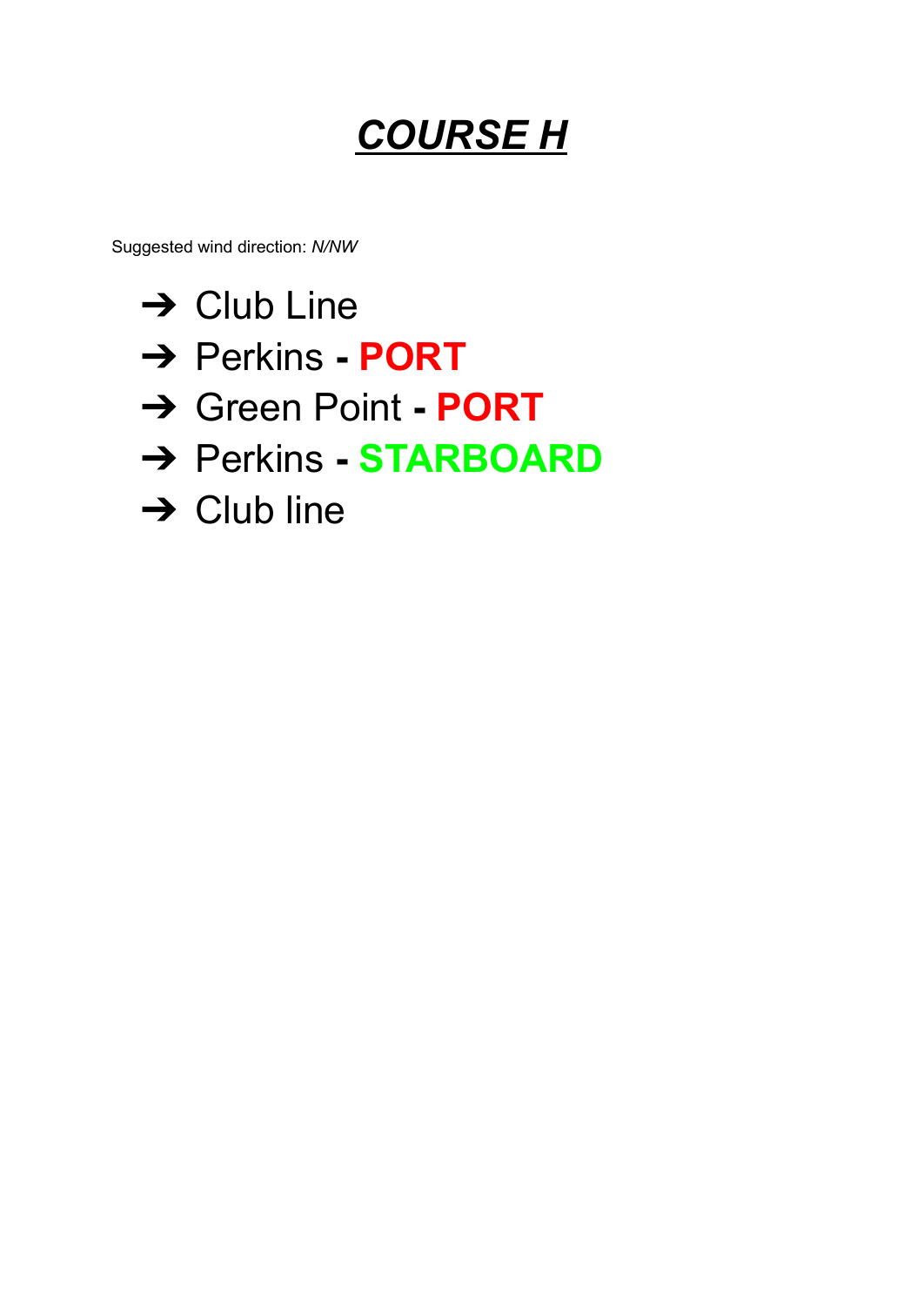# ***COURSE H***

Suggested wind direction: *N/NW*

- ➔ Club Line
- ➔ Perkins - **PORT**
- ➔ Green Point - **PORT**
- ➔ Perkins - **STARBOARD**
- ➔ Club line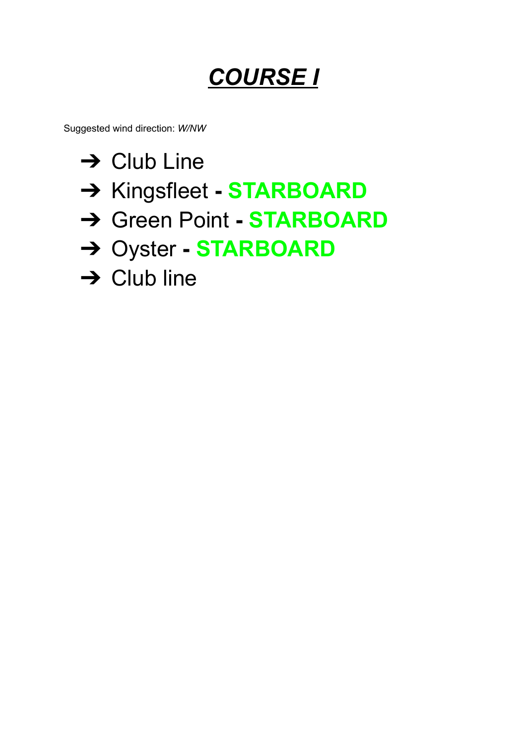# ***COURSE I***

Suggested wind direction: *W/NW*

- ➔ Club Line
- ➔ Kingsfleet - **STARBOARD**
- ➔ Green Point - **STARBOARD**
- ➔ Oyster - **STARBOARD**
- ➔ Club line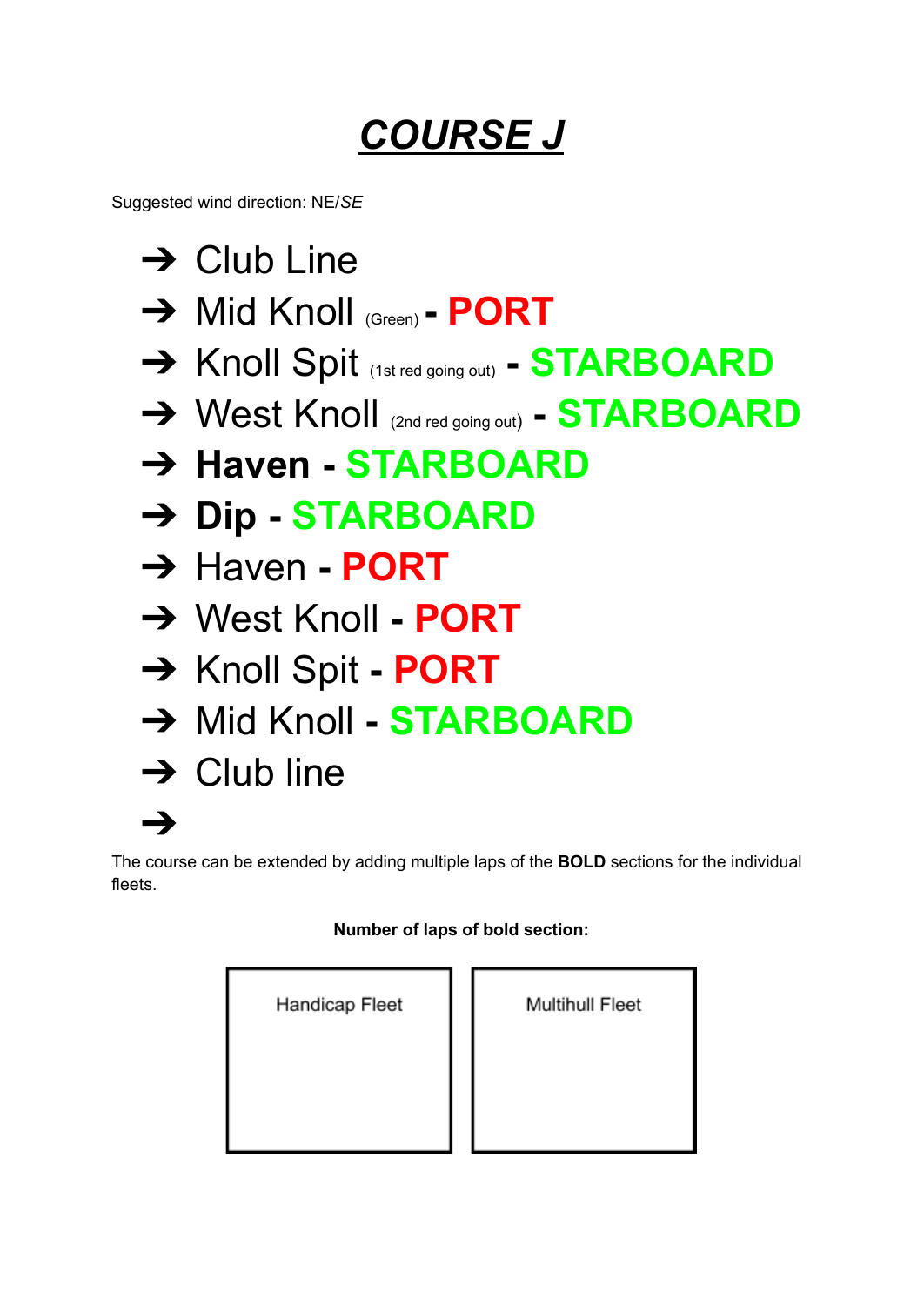# ***COURSE J***

Suggested wind direction: NE/*SE*

- Club Line
- Mid Knoll (Green) - **PORT**
- Knoll Spit (1st red going out) - **STARBOARD**
- West Knoll (2nd red going out) - **STARBOARD**
- **Haven - STARBOARD**
- **Dip - STARBOARD**
- Haven - **PORT**
- West Knoll - **PORT**
- Knoll Spit - **PORT**
- Mid Knoll - **STARBOARD**
- Club line
-

The course can be extended by adding multiple laps of the **BOLD** sections for the individual fleets.

**Number of laps of bold section:**

| Handicap Fleet | Multihull Fleet |
| --- | --- |
| | |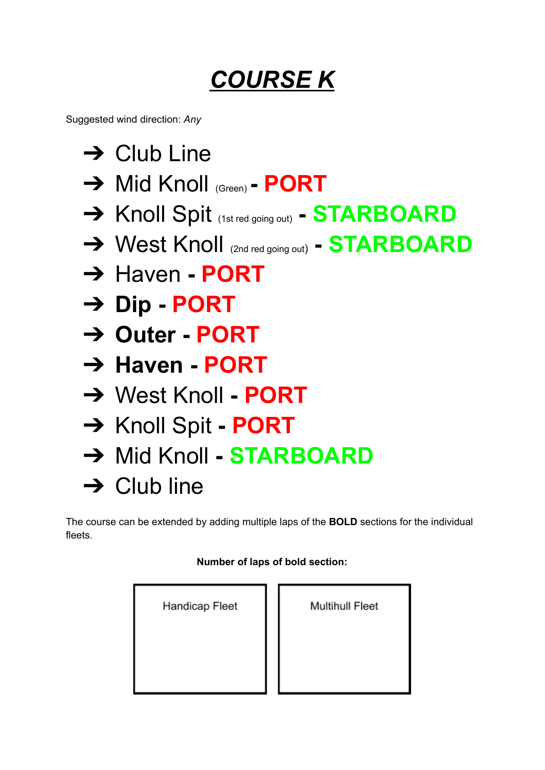# ***COURSE K***

Suggested wind direction: *Any*

- Club Line
- Mid Knoll (Green) - **PORT**
- Knoll Spit (1st red going out) - **STARBOARD**
- West Knoll (2nd red going out) - **STARBOARD**
- Haven - **PORT**
- **Dip** - **PORT**
- **Outer** - **PORT**
- **Haven** - **PORT**
- West Knoll - **PORT**
- Knoll Spit - **PORT**
- Mid Knoll - **STARBOARD**
- Club line

The course can be extended by adding multiple laps of the **BOLD** sections for the individual fleets.

**Number of laps of bold section:**

| Handicap Fleet | Multihull Fleet |
| --- | --- |
| | |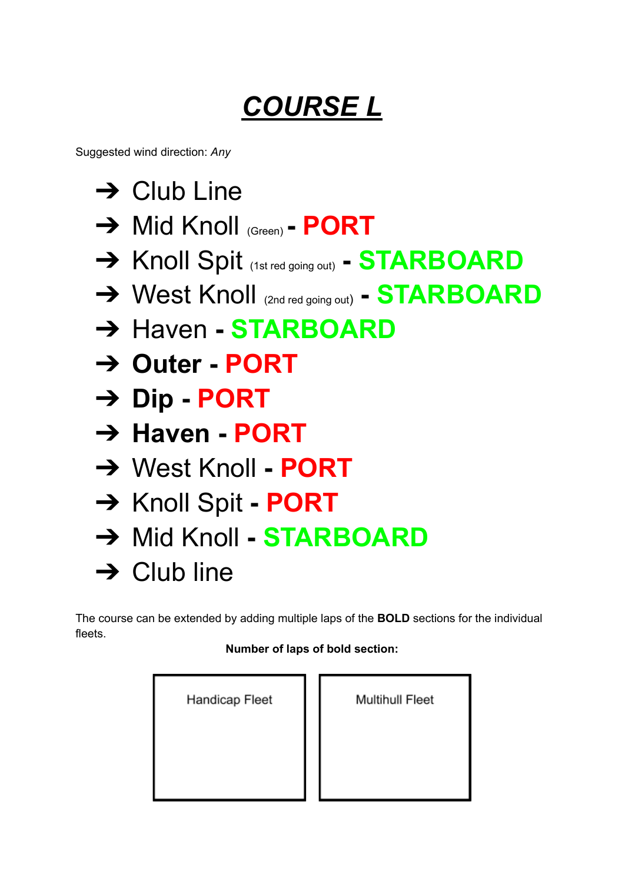# ***COURSE L***

Suggested wind direction: *Any*

- ➔ Club Line
- ➔ Mid Knoll (Green) - **PORT**
- ➔ Knoll Spit (1st red going out) - **STARBOARD**
- ➔ West Knoll (2nd red going out) - **STARBOARD**
- ➔ Haven - **STARBOARD**
- ➔ **Outer - PORT**
- ➔ **Dip - PORT**
- ➔ **Haven - PORT**
- ➔ West Knoll - **PORT**
- ➔ Knoll Spit - **PORT**
- ➔ Mid Knoll - **STARBOARD**
- ➔ Club line

The course can be extended by adding multiple laps of the **BOLD** sections for the individual fleets.

**Number of laps of bold section:**

| Handicap Fleet | Multihull Fleet |
|---|---|
| | |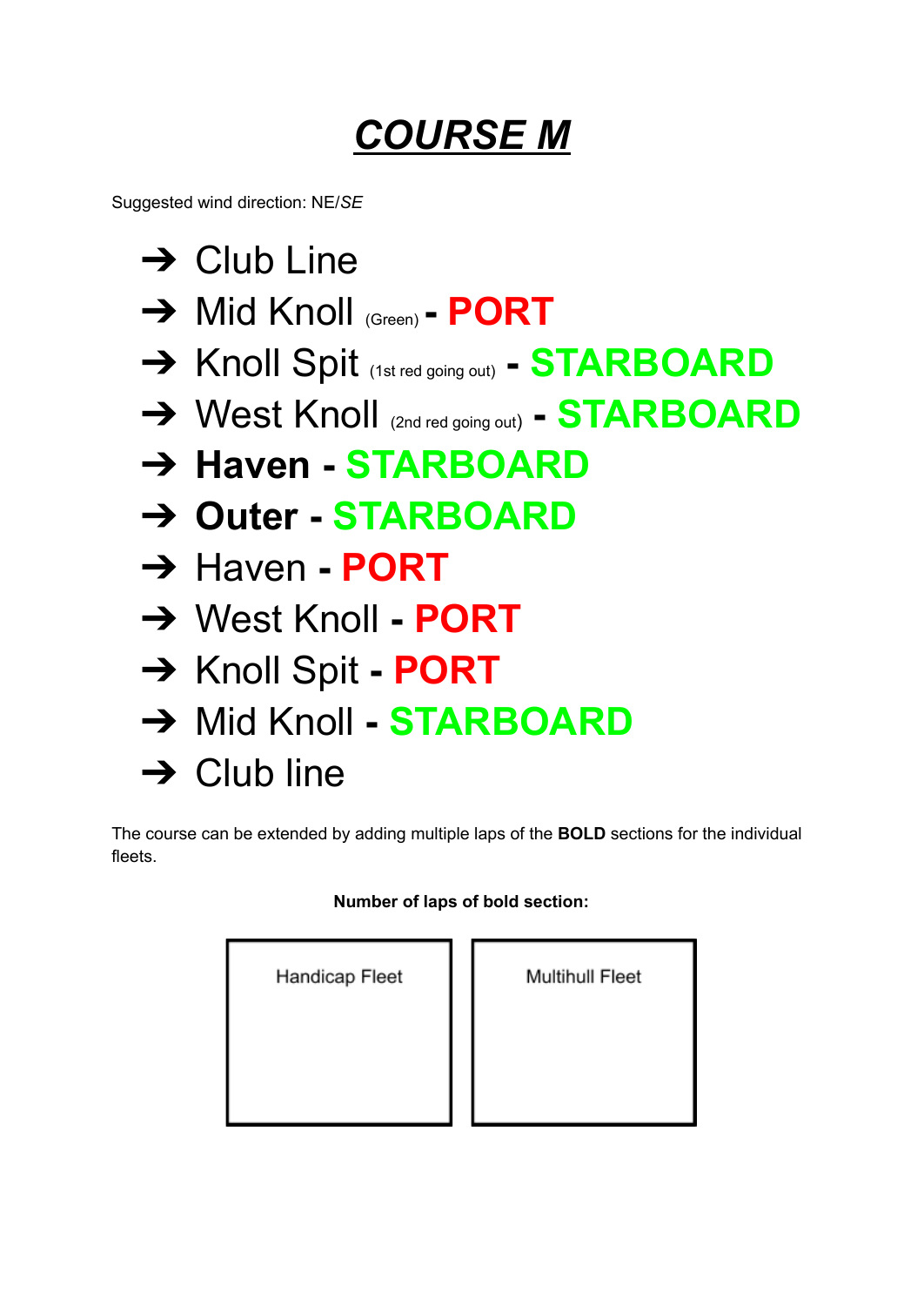# ***COURSE M***

Suggested wind direction: NE/*SE*

- Club Line
- Mid Knoll (Green) - **PORT**
- Knoll Spit (1st red going out) - **STARBOARD**
- West Knoll (2nd red going out) - **STARBOARD**
- **Haven - STARBOARD**
- **Outer - STARBOARD**
- Haven - **PORT**
- West Knoll - **PORT**
- Knoll Spit - **PORT**
- Mid Knoll - **STARBOARD**
- Club line

The course can be extended by adding multiple laps of the **BOLD** sections for the individual fleets.

**Number of laps of bold section:**

| Handicap Fleet | Multihull Fleet |
|---|---|
| | |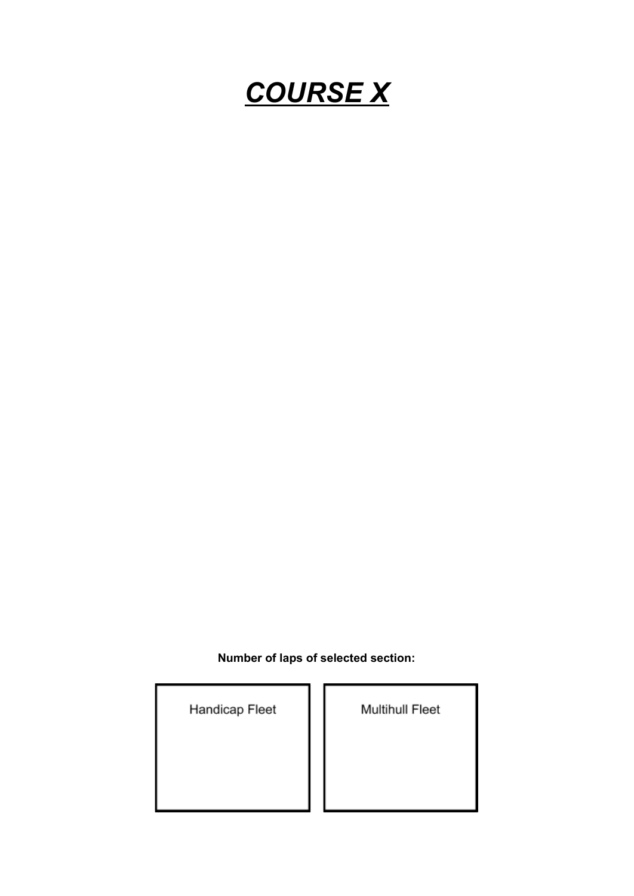# ***COURSE X***

**Number of laps of selected section:**

| Handicap Fleet | Multihull Fleet |
| --- | --- |
| | |